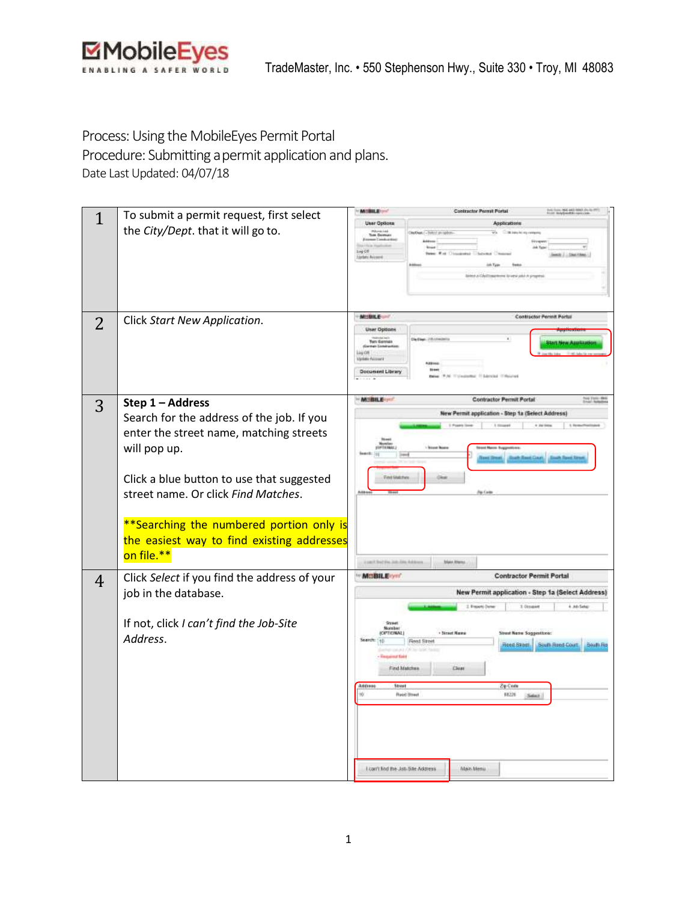MobileEyes
ENABLING A SAFER WORLD

TradeMaster, Inc. • 550 Stephenson Hwy., Suite 330 • Troy, MI 48083

Process: Using the MobileEyes Permit Portal
Procedure: Submitting a permit application and plans.
Date Last Updated: 04/07/18

| | | |
|---|---|---|
| 1 | To submit a permit request, first select the *City/Dept*. that it will go to. | |
| 2 | Click *Start New Application*. | |
| 3 | **Step 1 – Address**<br>Search for the address of the job. If you enter the street name, matching streets will pop up.<br><br>Click a blue button to use that suggested street name. Or click *Find Matches*.<br><br>**Searching the numbered portion only is the easiest way to find existing addresses on file.** | |
| 4 | Click *Select* if you find the address of your job in the database.<br><br>If not, click *I can't find the Job-Site Address*. | |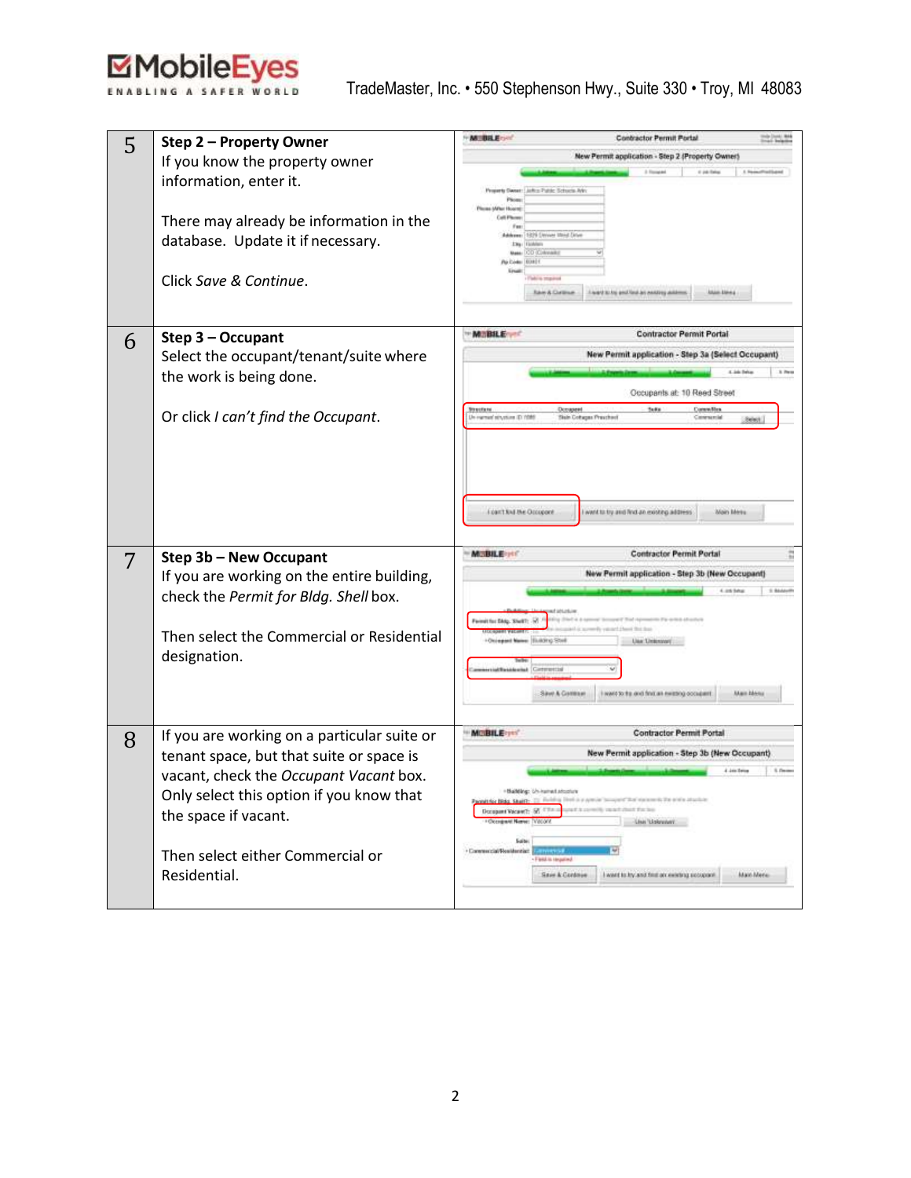| | | |
|---|---|---|
| 5 | **Step 2 – Property Owner**<br>If you know the property owner information, enter it.<br><br>There may already be information in the database. Update it if necessary.<br><br>Click *Save & Continue*. | |
| 6 | **Step 3 – Occupant**<br>Select the occupant/tenant/suite where the work is being done.<br><br>Or click *I can't find the Occupant*. | |
| 7 | **Step 3b – New Occupant**<br>If you are working on the entire building, check the *Permit for Bldg. Shell* box.<br><br>Then select the Commercial or Residential designation. | |
| 8 | If you are working on a particular suite or tenant space, but that suite or space is vacant, check the *Occupant Vacant* box. Only select this option if you know that the space if vacant.<br><br>Then select either Commercial or Residential. | |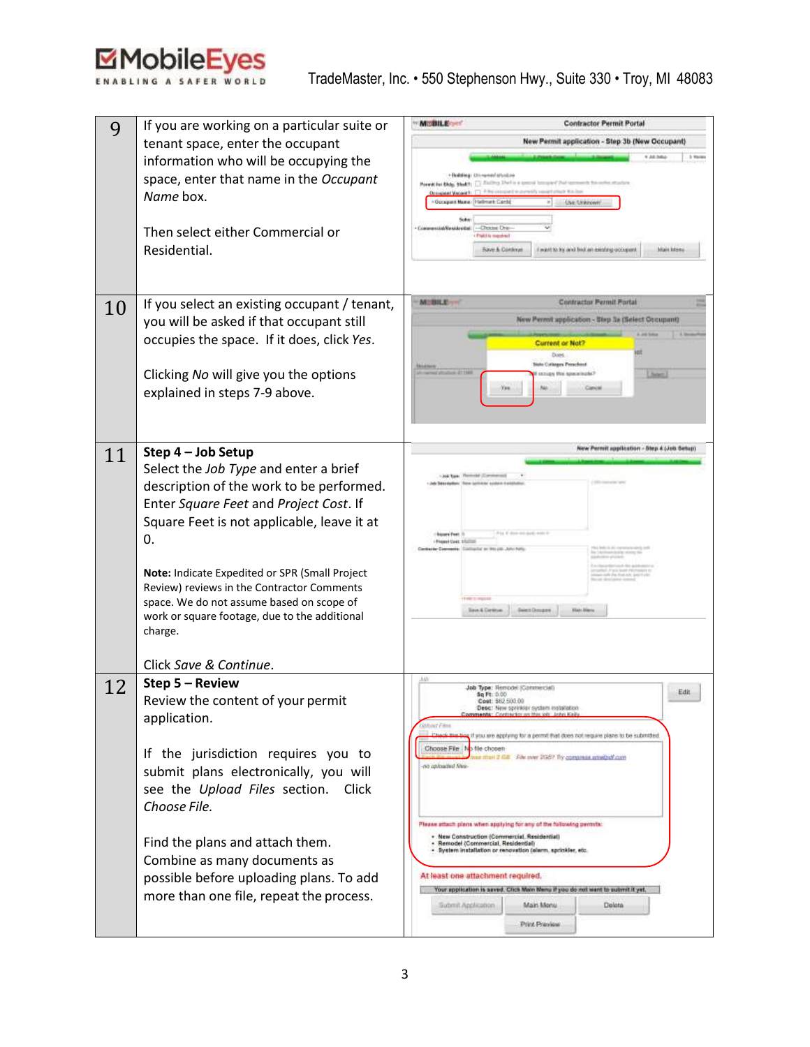| | | |
|---|---|---|
| 9 | If you are working on a particular suite or tenant space, enter the occupant information who will be occupying the space, enter that name in the *Occupant Name* box.<br><br>Then select either Commercial or Residential. | |
| 10 | If you select an existing occupant / tenant, you will be asked if that occupant still occupies the space. If it does, click *Yes*.<br><br>Clicking *No* will give you the options explained in steps 7-9 above. | |
| 11 | **Step 4 – Job Setup**<br>Select the *Job Type* and enter a brief description of the work to be performed. Enter *Square Feet* and *Project Cost*. If Square Feet is not applicable, leave it at 0.<br><br>**Note:** Indicate Expedited or SPR (Small Project Review) reviews in the Contractor Comments space. We do not assume based on scope of work or square footage, due to the additional charge.<br><br>Click *Save & Continue*. | |
| 12 | **Step 5 – Review**<br>Review the content of your permit application.<br><br>If the jurisdiction requires you to submit plans electronically, you will see the *Upload Files* section. Click *Choose File.*<br><br>Find the plans and attach them. Combine as many documents as possible before uploading plans. To add more than one file, repeat the process. | |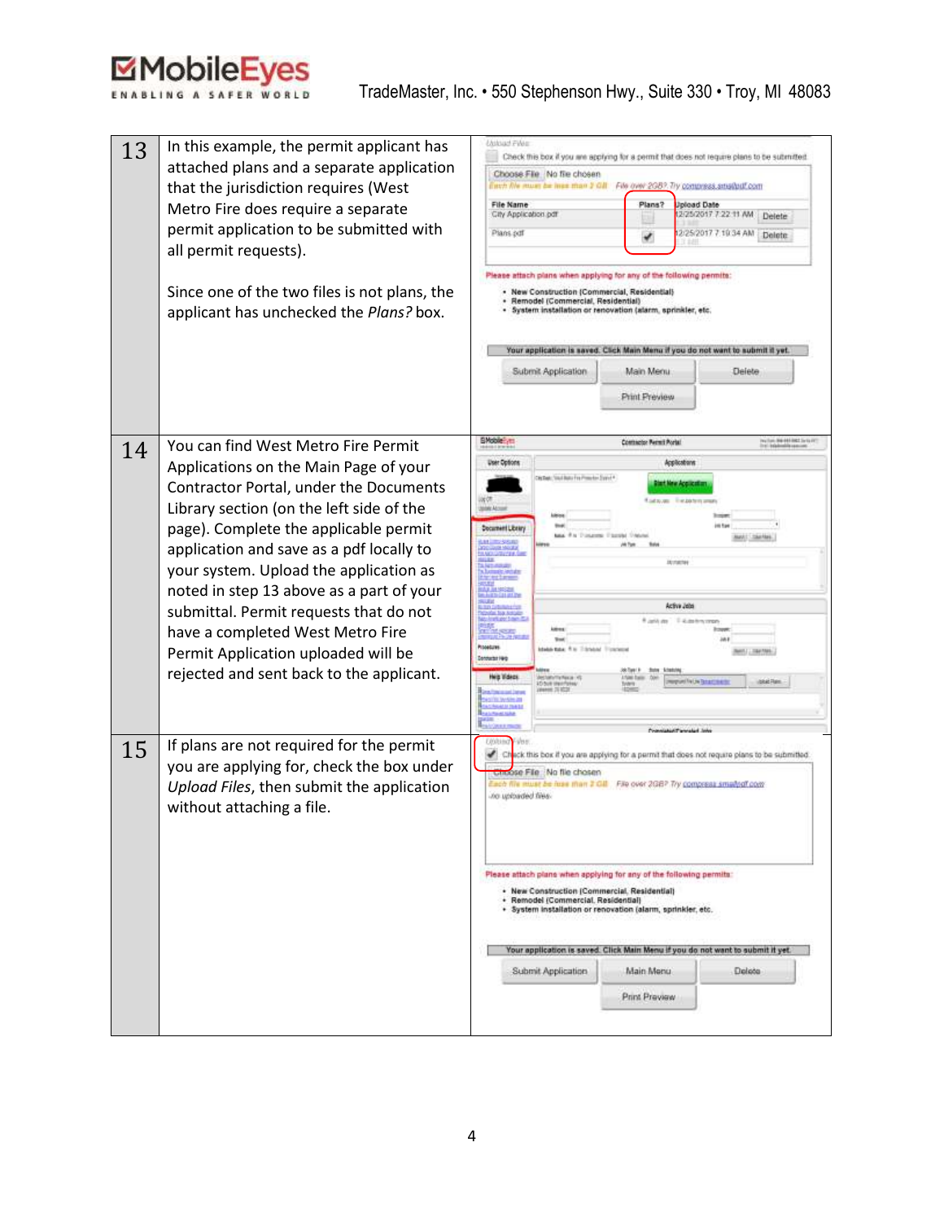| | | |
|---|---|---|
| 13 | In this example, the permit applicant has attached plans and a separate application that the jurisdiction requires (West Metro Fire does require a separate permit application to be submitted with all permit requests).<br><br>Since one of the two files is not plans, the applicant has unchecked the *Plans?* box. | |
| 14 | You can find West Metro Fire Permit Applications on the Main Page of your Contractor Portal, under the Documents Library section (on the left side of the page). Complete the applicable permit application and save as a pdf locally to your system. Upload the application as noted in step 13 above as a part of your submittal. Permit requests that do not have a completed West Metro Fire Permit Application uploaded will be rejected and sent back to the applicant. | |
| 15 | If plans are not required for the permit you are applying for, check the box under *Upload Files*, then submit the application without attaching a file. | |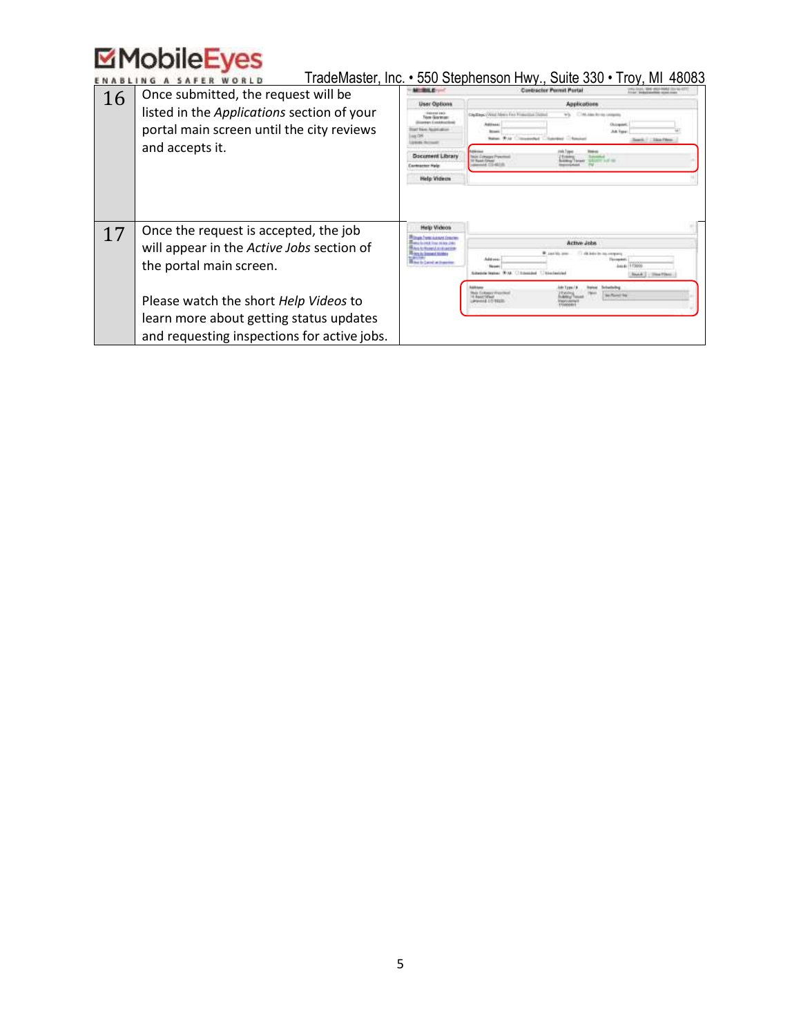| | | |
|---|---|---|
| 16 | Once submitted, the request will be listed in the *Applications* section of your portal main screen until the city reviews and accepts it. | |
| 17 | Once the request is accepted, the job will appear in the *Active Jobs* section of the portal main screen.<br><br>Please watch the short *Help Videos* to learn more about getting status updates and requesting inspections for active jobs. | |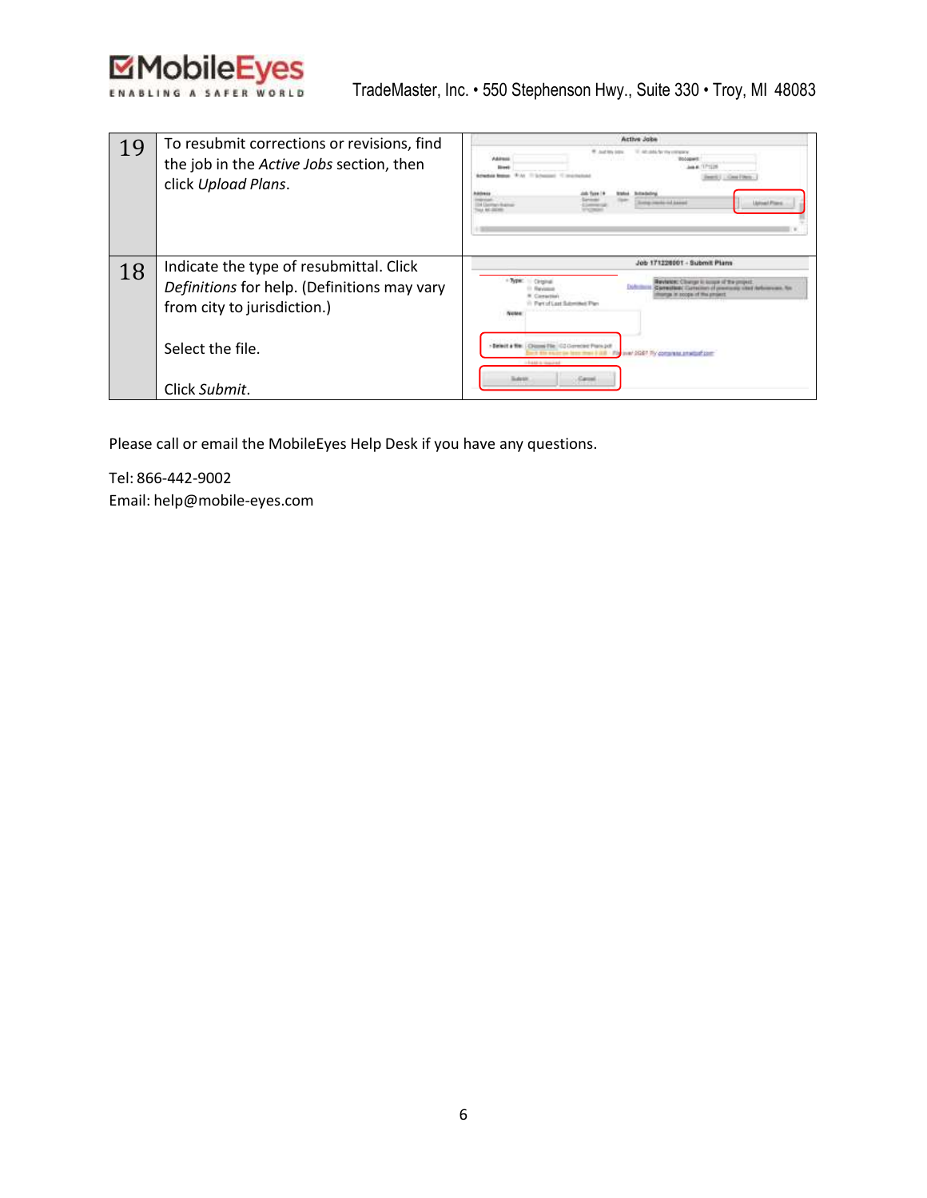| | | |
|---|---|---|
| 19 | To resubmit corrections or revisions, find the job in the *Active Jobs* section, then click *Upload Plans*. | |
| 18 | Indicate the type of resubmittal. Click *Definitions* for help. (Definitions may vary from city to jurisdiction.)<br><br>Select the file.<br><br>Click *Submit*. | |

Please call or email the MobileEyes Help Desk if you have any questions.

Tel: 866-442-9002
Email: help@mobile-eyes.com